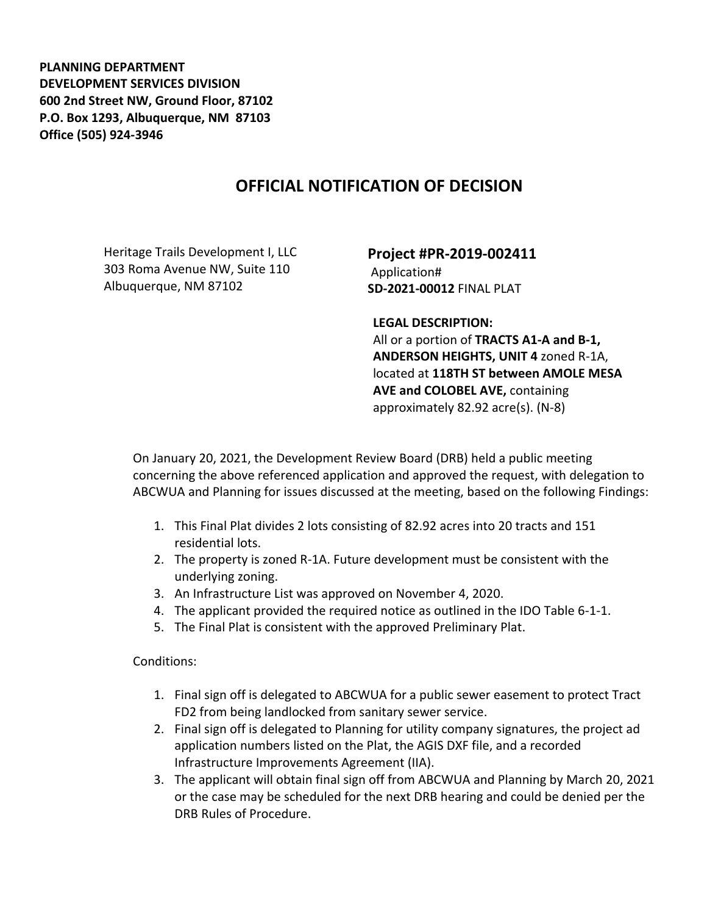**PLANNING DEPARTMENT**
**DEVELOPMENT SERVICES DIVISION**
**600 2nd Street NW, Ground Floor, 87102**
**P.O. Box 1293, Albuquerque, NM 87103**
**Office (505) 924-3946**

# OFFICIAL NOTIFICATION OF DECISION

Heritage Trails Development I, LLC
303 Roma Avenue NW, Suite 110
Albuquerque, NM 87102

**Project #PR-2019-002411**
Application#
**SD-2021-00012** FINAL PLAT

**LEGAL DESCRIPTION:**
All or a portion of **TRACTS A1-A and B-1, ANDERSON HEIGHTS, UNIT 4** zoned R-1A, located at **118TH ST between AMOLE MESA AVE and COLOBEL AVE,** containing approximately 82.92 acre(s). (N-8)

On January 20, 2021, the Development Review Board (DRB) held a public meeting concerning the above referenced application and approved the request, with delegation to ABCWUA and Planning for issues discussed at the meeting, based on the following Findings:

1. This Final Plat divides 2 lots consisting of 82.92 acres into 20 tracts and 151 residential lots.
2. The property is zoned R-1A. Future development must be consistent with the underlying zoning.
3. An Infrastructure List was approved on November 4, 2020.
4. The applicant provided the required notice as outlined in the IDO Table 6-1-1.
5. The Final Plat is consistent with the approved Preliminary Plat.

Conditions:

1. Final sign off is delegated to ABCWUA for a public sewer easement to protect Tract FD2 from being landlocked from sanitary sewer service.
2. Final sign off is delegated to Planning for utility company signatures, the project ad application numbers listed on the Plat, the AGIS DXF file, and a recorded Infrastructure Improvements Agreement (IIA).
3. The applicant will obtain final sign off from ABCWUA and Planning by March 20, 2021 or the case may be scheduled for the next DRB hearing and could be denied per the DRB Rules of Procedure.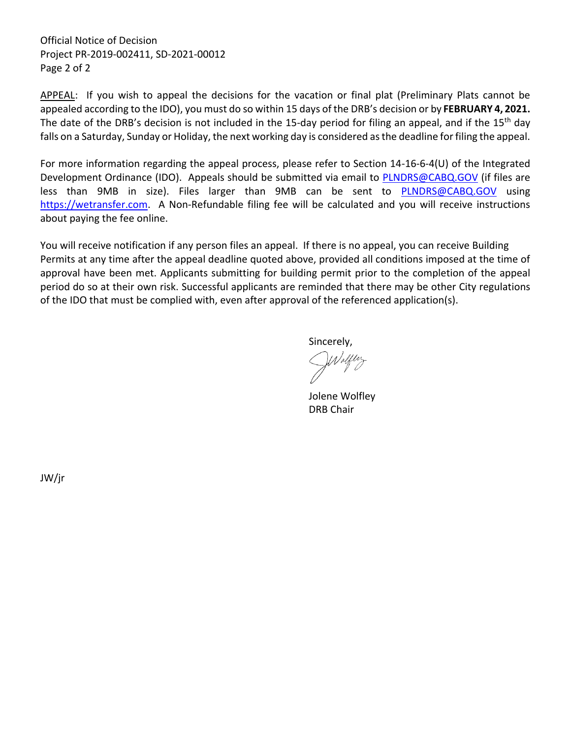APPEAL: If you wish to appeal the decisions for the vacation or final plat (Preliminary Plats cannot be appealed according to the IDO), you must do so within 15 days of the DRB's decision or by **FEBRUARY 4, 2021.** The date of the DRB's decision is not included in the 15-day period for filing an appeal, and if the 15th day falls on a Saturday, Sunday or Holiday, the next working day is considered as the deadline for filing the appeal.

For more information regarding the appeal process, please refer to Section 14-16-6-4(U) of the Integrated Development Ordinance (IDO). Appeals should be submitted via email to PLNDRS@CABQ.GOV (if files are less than 9MB in size). Files larger than 9MB can be sent to PLNDRS@CABQ.GOV using https://wetransfer.com. A Non-Refundable filing fee will be calculated and you will receive instructions about paying the fee online.

You will receive notification if any person files an appeal. If there is no appeal, you can receive Building Permits at any time after the appeal deadline quoted above, provided all conditions imposed at the time of approval have been met. Applicants submitting for building permit prior to the completion of the appeal period do so at their own risk. Successful applicants are reminded that there may be other City regulations of the IDO that must be complied with, even after approval of the referenced application(s).

Sincerely,

Jolene Wolfley
DRB Chair

JW/jr